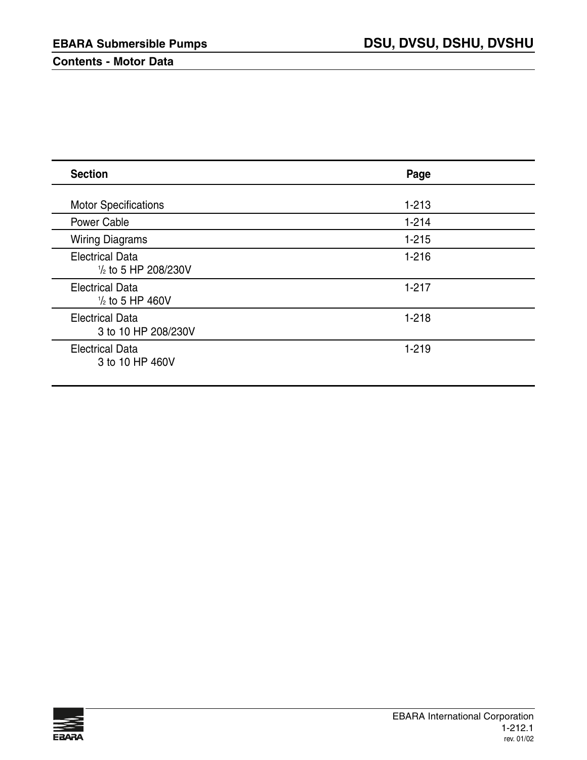# EBARA Submersible Pumps — DSU, DVSU, DSHU, DVSHU

## Contents - Motor Data

| Section | Page |
|---|---|
| Motor Specifications | 1-213 |
| Power Cable | 1-214 |
| Wiring Diagrams | 1-215 |
| Electrical Data<br>½ to 5 HP 208/230V | 1-216 |
| Electrical Data<br>½ to 5 HP 460V | 1-217 |
| Electrical Data<br>3 to 10 HP 208/230V | 1-218 |
| Electrical Data<br>3 to 10 HP 460V | 1-219 |

EBARA International Corporation
1-212.1
rev. 01/02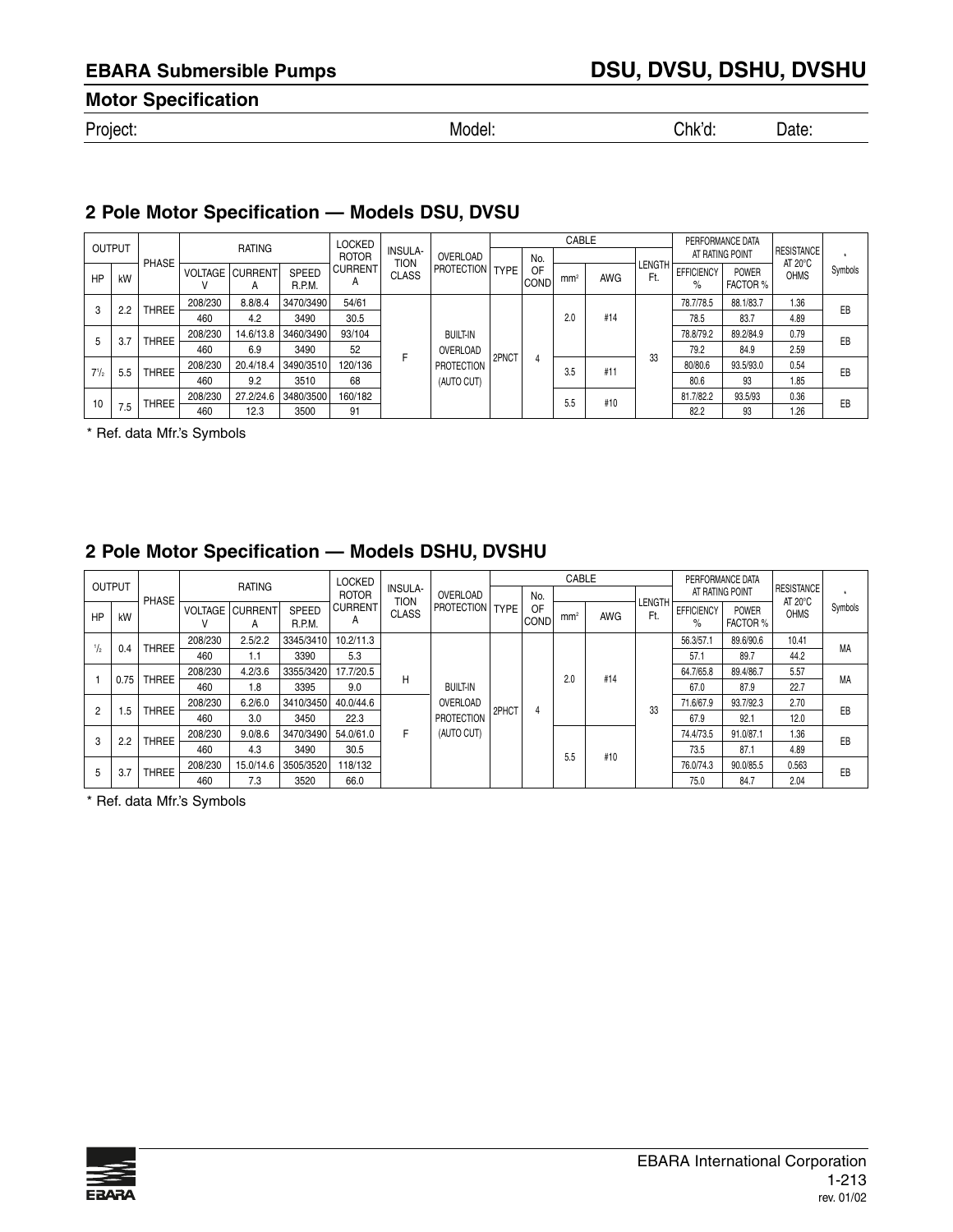## EBARA Submersible Pumps

# DSU, DVSU, DSHU, DVSHU

### Motor Specification

Project: Model: Chk'd: Date:

### 2 Pole Motor Specification — Models DSU, DVSU

| OUTPUT | | PHASE | RATING | | | LOCKED ROTOR | INSULATION CLASS | OVERLOAD PROTECTION | CABLE | | | | | PERFORMANCE DATA AT RATING POINT | | RESISTANCE AT 20°C OHMS | * Symbols |
|---|---|---|---|---|---|---|---|---|---|---|---|---|---|---|---|---|---|
| HP | kW | | VOLTAGE V | CURRENT A | SPEED R.P.M. | CURRENT A | | | TYPE | No. OF COND | mm² | AWG | LENGTH Ft. | EFFICIENCY % | POWER FACTOR % | | |
| 3 | 2.2 | THREE | 208/230 | 8.8/8.4 | 3470/3490 | 54/61 | F | BUILT-IN OVERLOAD PROTECTION (AUTO CUT) | 2PNCT | 4 | 2.0 | #14 | 33 | 78.7/78.5 | 88.1/83.7 | 1.36 | EB |
| | | | 460 | 4.2 | 3490 | 30.5 | | | | | | | | 78.5 | 83.7 | 4.89 | |
| 5 | 3.7 | THREE | 208/230 | 14.6/13.8 | 3460/3490 | 93/104 | | | | | | | | 78.8/79.2 | 89.2/84.9 | 0.79 | EB |
| | | | 460 | 6.9 | 3490 | 52 | | | | | | | | 79.2 | 84.9 | 2.59 | |
| 7½ | 5.5 | THREE | 208/230 | 20.4/18.4 | 3490/3510 | 120/136 | | | | | 3.5 | #11 | | 80/80.6 | 93.5/93.0 | 0.54 | EB |
| | | | 460 | 9.2 | 3510 | 68 | | | | | | | | 80.6 | 93 | 1.85 | |
| 10 | 7.5 | THREE | 208/230 | 27.2/24.6 | 3480/3500 | 160/182 | | | | | 5.5 | #10 | | 81.7/82.2 | 93.5/93 | 0.36 | EB |
| | | | 460 | 12.3 | 3500 | 91 | | | | | | | | 82.2 | 93 | 1.26 | |

* Ref. data Mfr.'s Symbols

### 2 Pole Motor Specification — Models DSHU, DVSHU

| OUTPUT | | PHASE | RATING | | | LOCKED ROTOR | INSULATION CLASS | OVERLOAD PROTECTION | CABLE | | | | | PERFORMANCE DATA AT RATING POINT | | RESISTANCE AT 20°C OHMS | * Symbols |
|---|---|---|---|---|---|---|---|---|---|---|---|---|---|---|---|---|---|
| HP | kW | | VOLTAGE V | CURRENT A | SPEED R.P.M. | CURRENT A | | | TYPE | No. OF COND | mm² | AWG | LENGTH Ft. | EFFICIENCY % | POWER FACTOR % | | |
| ½ | 0.4 | THREE | 208/230 | 2.5/2.2 | 3345/3410 | 10.2/11.3 | H | BUILT-IN OVERLOAD PROTECTION (AUTO CUT) | 2PHCT | 4 | 2.0 | #14 | 33 | 56.3/57.1 | 89.6/90.6 | 10.41 | MA |
| | | | 460 | 1.1 | 3390 | 5.3 | | | | | | | | 57.1 | 89.7 | 44.2 | |
| 1 | 0.75 | THREE | 208/230 | 4.2/3.6 | 3355/3420 | 17.7/20.5 | | | | | | | | 64.7/65.8 | 89.4/86.7 | 5.57 | MA |
| | | | 460 | 1.8 | 3395 | 9.0 | | | | | | | | 67.0 | 87.9 | 22.7 | |
| 2 | 1.5 | THREE | 208/230 | 6.2/6.0 | 3410/3450 | 40.0/44.6 | F | | | | | | | 71.6/67.9 | 93.7/92.3 | 2.70 | EB |
| | | | 460 | 3.0 | 3450 | 22.3 | | | | | | | | 67.9 | 92.1 | 12.0 | |
| 3 | 2.2 | THREE | 208/230 | 9.0/8.6 | 3470/3490 | 54.0/61.0 | | | | | 5.5 | #10 | | 74.4/73.5 | 91.0/87.1 | 1.36 | EB |
| | | | 460 | 4.3 | 3490 | 30.5 | | | | | | | | 73.5 | 87.1 | 4.89 | |
| 5 | 3.7 | THREE | 208/230 | 15.0/14.6 | 3505/3520 | 118/132 | | | | | | | | 76.0/74.3 | 90.0/85.5 | 0.563 | EB |
| | | | 460 | 7.3 | 3520 | 66.0 | | | | | | | | 75.0 | 84.7 | 2.04 | |

* Ref. data Mfr.'s Symbols

EBARA International Corporation
1-213
rev. 01/02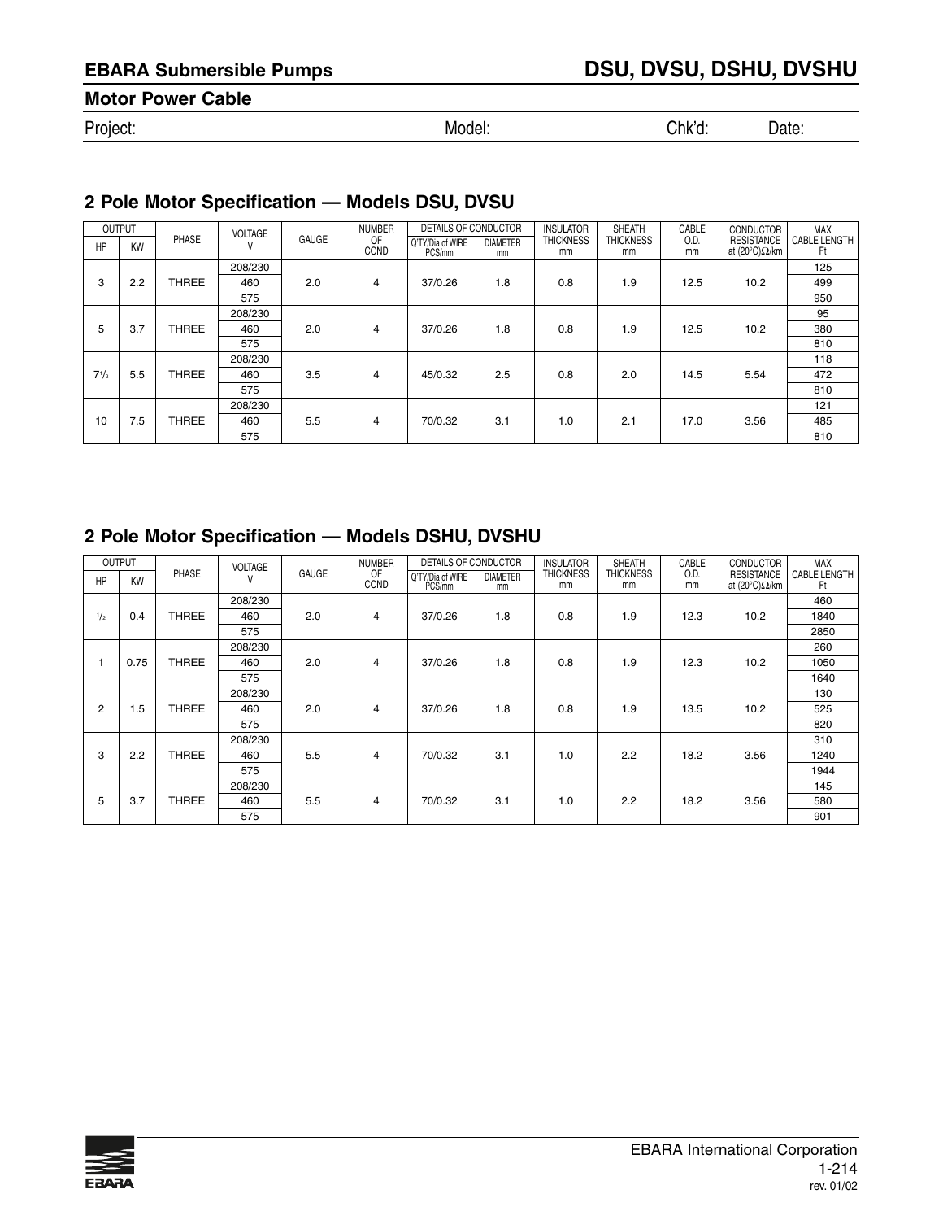## EBARA Submersible Pumps

## DSU, DVSU, DSHU, DVSHU

### Motor Power Cable

Project: Model: Chk'd: Date:

### 2 Pole Motor Specification — Models DSU, DVSU

| OUTPUT | | PHASE | VOLTAGE V | GAUGE | NUMBER OF COND | DETAILS OF CONDUCTOR | | INSULATOR THICKNESS mm | SHEATH THICKNESS mm | CABLE O.D. mm | CONDUCTOR RESISTANCE at (20°C)Ω/km | MAX CABLE LENGTH Ft |
|---|---|---|---|---|---|---|---|---|---|---|---|---|
| HP | KW | | | | | Q'TY/Dia of WIRE PCS/mm | DIAMETER mm | | | | | |
| 3 | 2.2 | THREE | 208/230 | 2.0 | 4 | 37/0.26 | 1.8 | 0.8 | 1.9 | 12.5 | 10.2 | 125 |
| | | | 460 | | | | | | | | | 499 |
| | | | 575 | | | | | | | | | 950 |
| 5 | 3.7 | THREE | 208/230 | 2.0 | 4 | 37/0.26 | 1.8 | 0.8 | 1.9 | 12.5 | 10.2 | 95 |
| | | | 460 | | | | | | | | | 380 |
| | | | 575 | | | | | | | | | 810 |
| 7½ | 5.5 | THREE | 208/230 | 3.5 | 4 | 45/0.32 | 2.5 | 0.8 | 2.0 | 14.5 | 5.54 | 118 |
| | | | 460 | | | | | | | | | 472 |
| | | | 575 | | | | | | | | | 810 |
| 10 | 7.5 | THREE | 208/230 | 5.5 | 4 | 70/0.32 | 3.1 | 1.0 | 2.1 | 17.0 | 3.56 | 121 |
| | | | 460 | | | | | | | | | 485 |
| | | | 575 | | | | | | | | | 810 |

### 2 Pole Motor Specification — Models DSHU, DVSHU

| OUTPUT | | PHASE | VOLTAGE V | GAUGE | NUMBER OF COND | DETAILS OF CONDUCTOR | | INSULATOR THICKNESS mm | SHEATH THICKNESS mm | CABLE O.D. mm | CONDUCTOR RESISTANCE at (20°C)Ω/km | MAX CABLE LENGTH Ft |
|---|---|---|---|---|---|---|---|---|---|---|---|---|
| HP | KW | | | | | Q'TY/Dia of WIRE PCS/mm | DIAMETER mm | | | | | |
| ½ | 0.4 | THREE | 208/230 | 2.0 | 4 | 37/0.26 | 1.8 | 0.8 | 1.9 | 12.3 | 10.2 | 460 |
| | | | 460 | | | | | | | | | 1840 |
| | | | 575 | | | | | | | | | 2850 |
| 1 | 0.75 | THREE | 208/230 | 2.0 | 4 | 37/0.26 | 1.8 | 0.8 | 1.9 | 12.3 | 10.2 | 260 |
| | | | 460 | | | | | | | | | 1050 |
| | | | 575 | | | | | | | | | 1640 |
| 2 | 1.5 | THREE | 208/230 | 2.0 | 4 | 37/0.26 | 1.8 | 0.8 | 1.9 | 13.5 | 10.2 | 130 |
| | | | 460 | | | | | | | | | 525 |
| | | | 575 | | | | | | | | | 820 |
| 3 | 2.2 | THREE | 208/230 | 5.5 | 4 | 70/0.32 | 3.1 | 1.0 | 2.2 | 18.2 | 3.56 | 310 |
| | | | 460 | | | | | | | | | 1240 |
| | | | 575 | | | | | | | | | 1944 |
| 5 | 3.7 | THREE | 208/230 | 5.5 | 4 | 70/0.32 | 3.1 | 1.0 | 2.2 | 18.2 | 3.56 | 145 |
| | | | 460 | | | | | | | | | 580 |
| | | | 575 | | | | | | | | | 901 |

EBARA International Corporation
1-214
rev. 01/02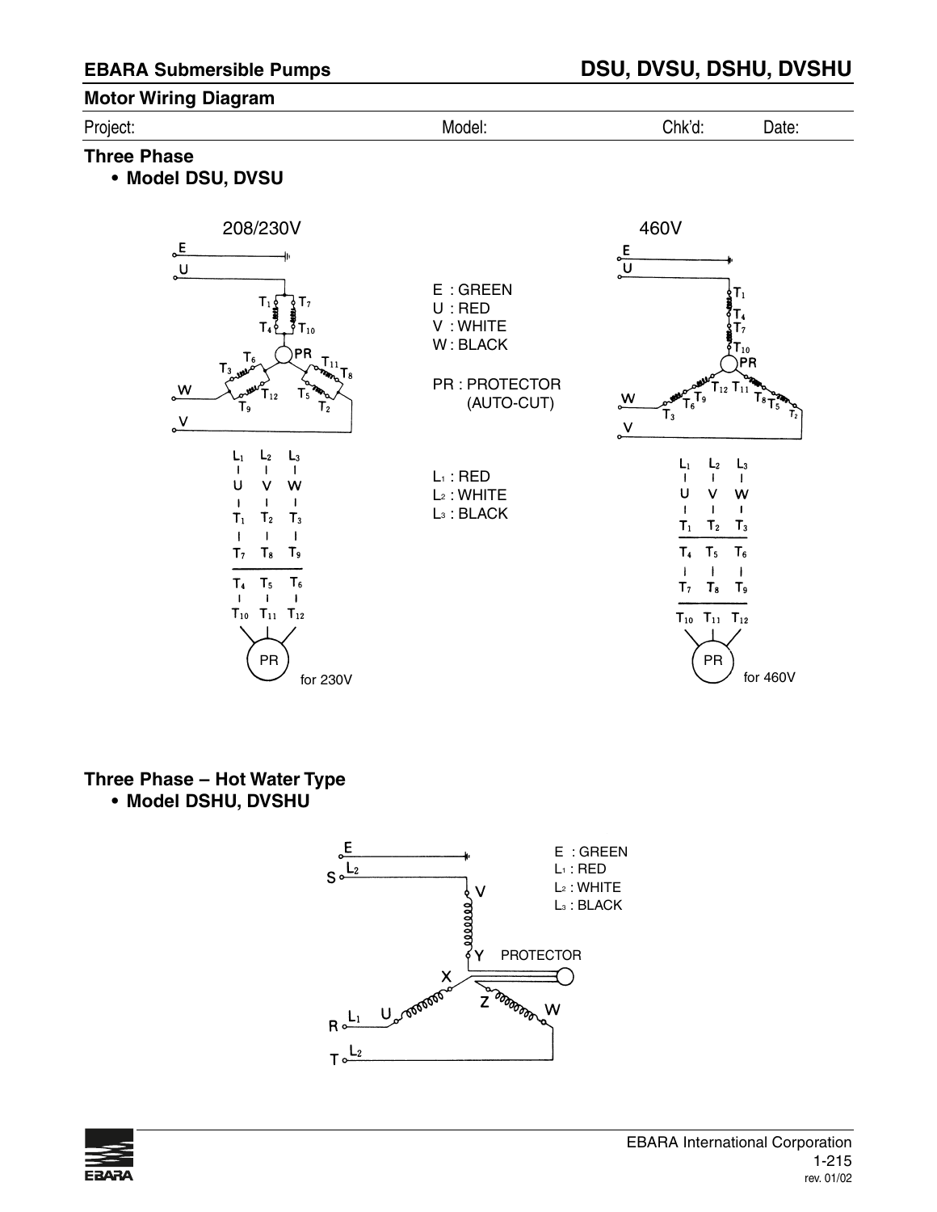## Motor Wiring Diagram

Project: Model: Chk'd: Date:

### Three Phase

- **Model DSU, DVSU**

208/230V

460V

E : GREEN
U : RED
V : WHITE
W : BLACK

PR : PROTECTOR (AUTO-CUT)

$L_1$ : RED
$L_2$ : WHITE
$L_3$ : BLACK

for 230V

| $L_1$ | $L_2$ | $L_3$ |
|---|---|---|
| U | V | W |
| $T_1$ | $T_2$ | $T_3$ |
| $T_7$ | $T_8$ | $T_9$ |
| $T_4$ | $T_5$ | $T_6$ |
| $T_{10}$ | $T_{11}$ | $T_{12}$ |

$T_{10}$, $T_{11}$, $T_{12}$ — PR

for 460V

| $L_1$ | $L_2$ | $L_3$ |
|---|---|---|
| U | V | W |
| $T_1$ | $T_2$ | $T_3$ |
| $T_4$ | $T_5$ | $T_6$ |
| $T_7$ | $T_8$ | $T_9$ |
| $T_{10}$ | $T_{11}$ | $T_{12}$ |

$T_{10}$, $T_{11}$, $T_{12}$ — PR

### Three Phase – Hot Water Type

- **Model DSHU, DVSHU**

E : GREEN
$L_1$ : RED
$L_2$ : WHITE
$L_3$ : BLACK

PROTECTOR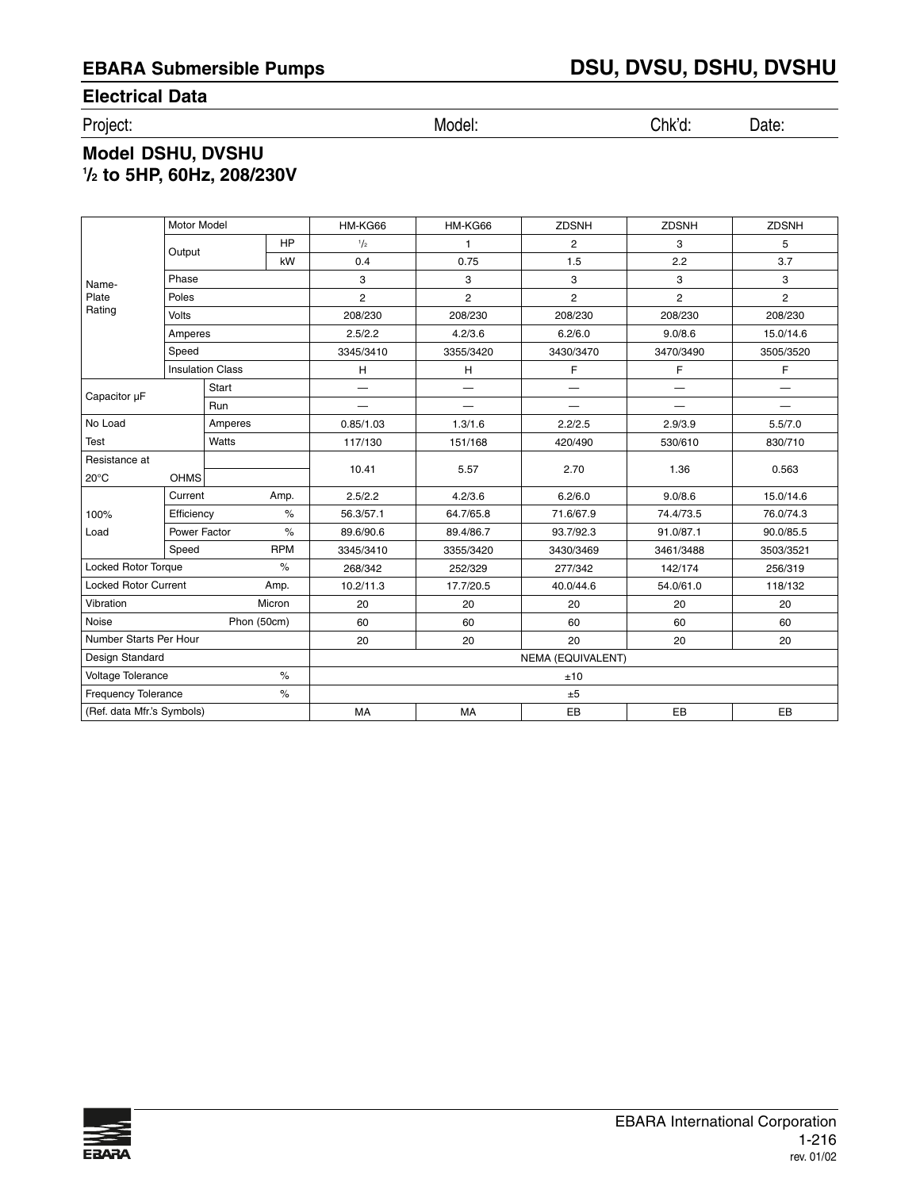## EBARA Submersible Pumps

## DSU, DVSU, DSHU, DVSHU

### Electrical Data

Project: Model: Chk'd: Date:

### Model DSHU, DVSHU
### ½ to 5HP, 60Hz, 208/230V

| | | | HM-KG66 | HM-KG66 | ZDSNH | ZDSNH | ZDSNH |
|---|---|---|---|---|---|---|---|
| Name-Plate Rating | Motor Model | | HM-KG66 | HM-KG66 | ZDSNH | ZDSNH | ZDSNH |
| | Output | HP | ½ | 1 | 2 | 3 | 5 |
| | | kW | 0.4 | 0.75 | 1.5 | 2.2 | 3.7 |
| | Phase | | 3 | 3 | 3 | 3 | 3 |
| | Poles | | 2 | 2 | 2 | 2 | 2 |
| | Volts | | 208/230 | 208/230 | 208/230 | 208/230 | 208/230 |
| | Amperes | | 2.5/2.2 | 4.2/3.6 | 6.2/6.0 | 9.0/8.6 | 15.0/14.6 |
| | Speed | | 3345/3410 | 3355/3420 | 3430/3470 | 3470/3490 | 3505/3520 |
| | Insulation Class | | H | H | F | F | F |
| Capacitor μF | Start | | — | — | — | — | — |
| | Run | | — | — | — | — | — |
| No Load Test | Amperes | | 0.85/1.03 | 1.3/1.6 | 2.2/2.5 | 2.9/3.9 | 5.5/7.0 |
| | Watts | | 117/130 | 151/168 | 420/490 | 530/610 | 830/710 |
| Resistance at 20°C | OHMS | | 10.41 | 5.57 | 2.70 | 1.36 | 0.563 |
| 100% Load | Current | Amp. | 2.5/2.2 | 4.2/3.6 | 6.2/6.0 | 9.0/8.6 | 15.0/14.6 |
| | Efficiency | % | 56.3/57.1 | 64.7/65.8 | 71.6/67.9 | 74.4/73.5 | 76.0/74.3 |
| | Power Factor | % | 89.6/90.6 | 89.4/86.7 | 93.7/92.3 | 91.0/87.1 | 90.0/85.5 |
| | Speed | RPM | 3345/3410 | 3355/3420 | 3430/3469 | 3461/3488 | 3503/3521 |
| Locked Rotor Torque | | % | 268/342 | 252/329 | 277/342 | 142/174 | 256/319 |
| Locked Rotor Current | | Amp. | 10.2/11.3 | 17.7/20.5 | 40.0/44.6 | 54.0/61.0 | 118/132 |
| Vibration | | Micron | 20 | 20 | 20 | 20 | 20 |
| Noise | | Phon (50cm) | 60 | 60 | 60 | 60 | 60 |
| Number Starts Per Hour | | | 20 | 20 | 20 | 20 | 20 |
| Design Standard | | | NEMA (EQUIVALENT) | | | | |
| Voltage Tolerance | | % | ±10 | | | | |
| Frequency Tolerance | | % | ±5 | | | | |
| (Ref. data Mfr.'s Symbols) | | | MA | MA | EB | EB | EB |

EBARA International Corporation

1-216

rev. 01/02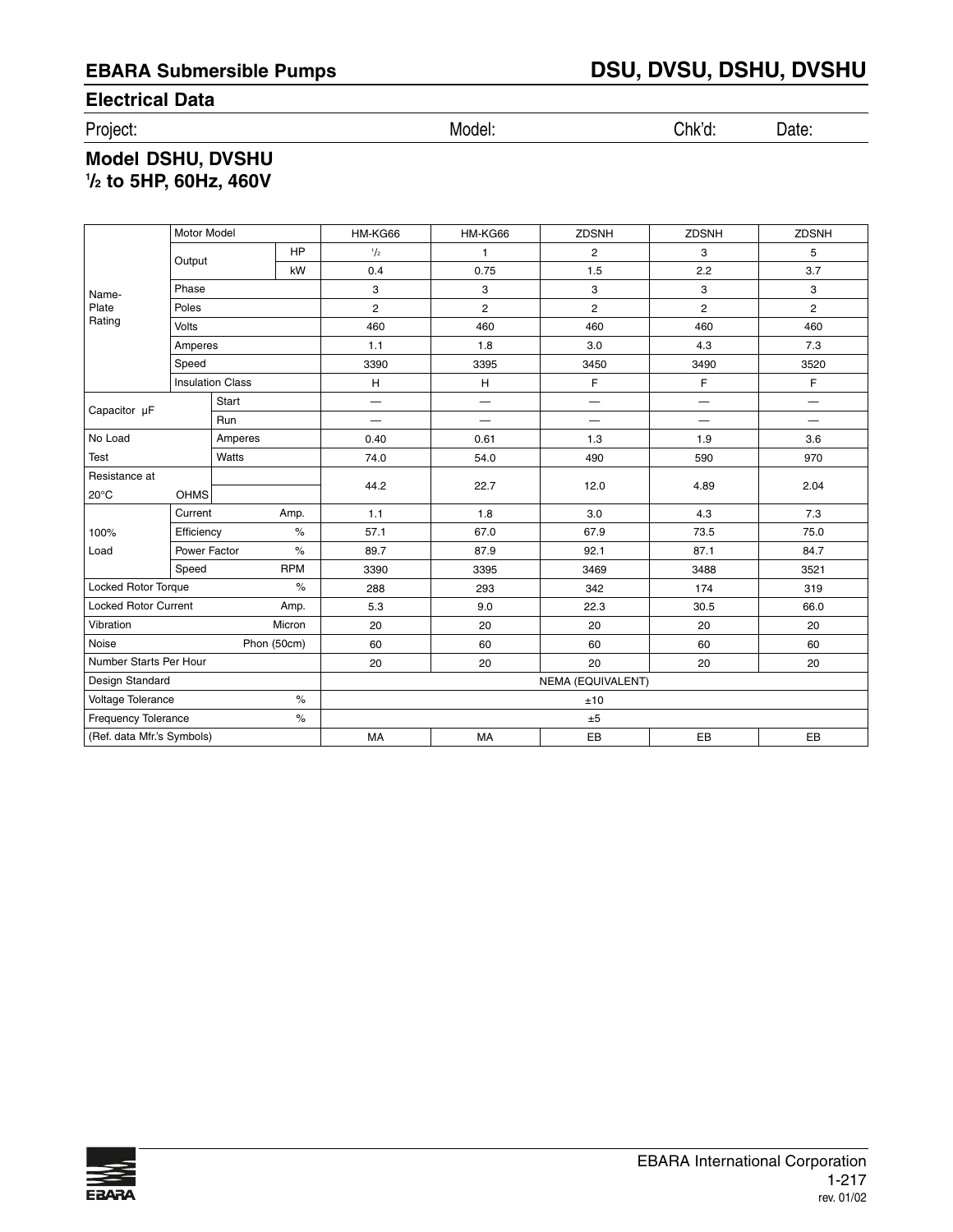## EBARA Submersible Pumps

## DSU, DVSU, DSHU, DVSHU

### Electrical Data

Project: Model: Chk'd: Date:

### Model DSHU, DVSHU
### ½ to 5HP, 60Hz, 460V

| | | | HM-KG66 | HM-KG66 | ZDSNH | ZDSNH | ZDSNH |
|---|---|---|---|---|---|---|---|
| Name-Plate Rating | Motor Model | | HM-KG66 | HM-KG66 | ZDSNH | ZDSNH | ZDSNH |
| | Output | HP | ½ | 1 | 2 | 3 | 5 |
| | | kW | 0.4 | 0.75 | 1.5 | 2.2 | 3.7 |
| | Phase | | 3 | 3 | 3 | 3 | 3 |
| | Poles | | 2 | 2 | 2 | 2 | 2 |
| | Volts | | 460 | 460 | 460 | 460 | 460 |
| | Amperes | | 1.1 | 1.8 | 3.0 | 4.3 | 7.3 |
| | Speed | | 3390 | 3395 | 3450 | 3490 | 3520 |
| | Insulation Class | | H | H | F | F | F |
| Capacitor μF | Start | | — | — | — | — | — |
| | Run | | — | — | — | — | — |
| No Load Test | Amperes | | 0.40 | 0.61 | 1.3 | 1.9 | 3.6 |
| | Watts | | 74.0 | 54.0 | 490 | 590 | 970 |
| Resistance at 20°C OHMS | | | 44.2 | 22.7 | 12.0 | 4.89 | 2.04 |
| 100% Load | Current | Amp. | 1.1 | 1.8 | 3.0 | 4.3 | 7.3 |
| | Efficiency | % | 57.1 | 67.0 | 67.9 | 73.5 | 75.0 |
| | Power Factor | % | 89.7 | 87.9 | 92.1 | 87.1 | 84.7 |
| | Speed | RPM | 3390 | 3395 | 3469 | 3488 | 3521 |
| Locked Rotor Torque | | % | 288 | 293 | 342 | 174 | 319 |
| Locked Rotor Current | | Amp. | 5.3 | 9.0 | 22.3 | 30.5 | 66.0 |
| Vibration | | Micron | 20 | 20 | 20 | 20 | 20 |
| Noise | | Phon (50cm) | 60 | 60 | 60 | 60 | 60 |
| Number Starts Per Hour | | | 20 | 20 | 20 | 20 | 20 |
| Design Standard | | | NEMA (EQUIVALENT) | | | | |
| Voltage Tolerance | | % | ±10 | | | | |
| Frequency Tolerance | | % | ±5 | | | | |
| (Ref. data Mfr.'s Symbols) | | | MA | MA | EB | EB | EB |

EBARA International Corporation
1-217
rev. 01/02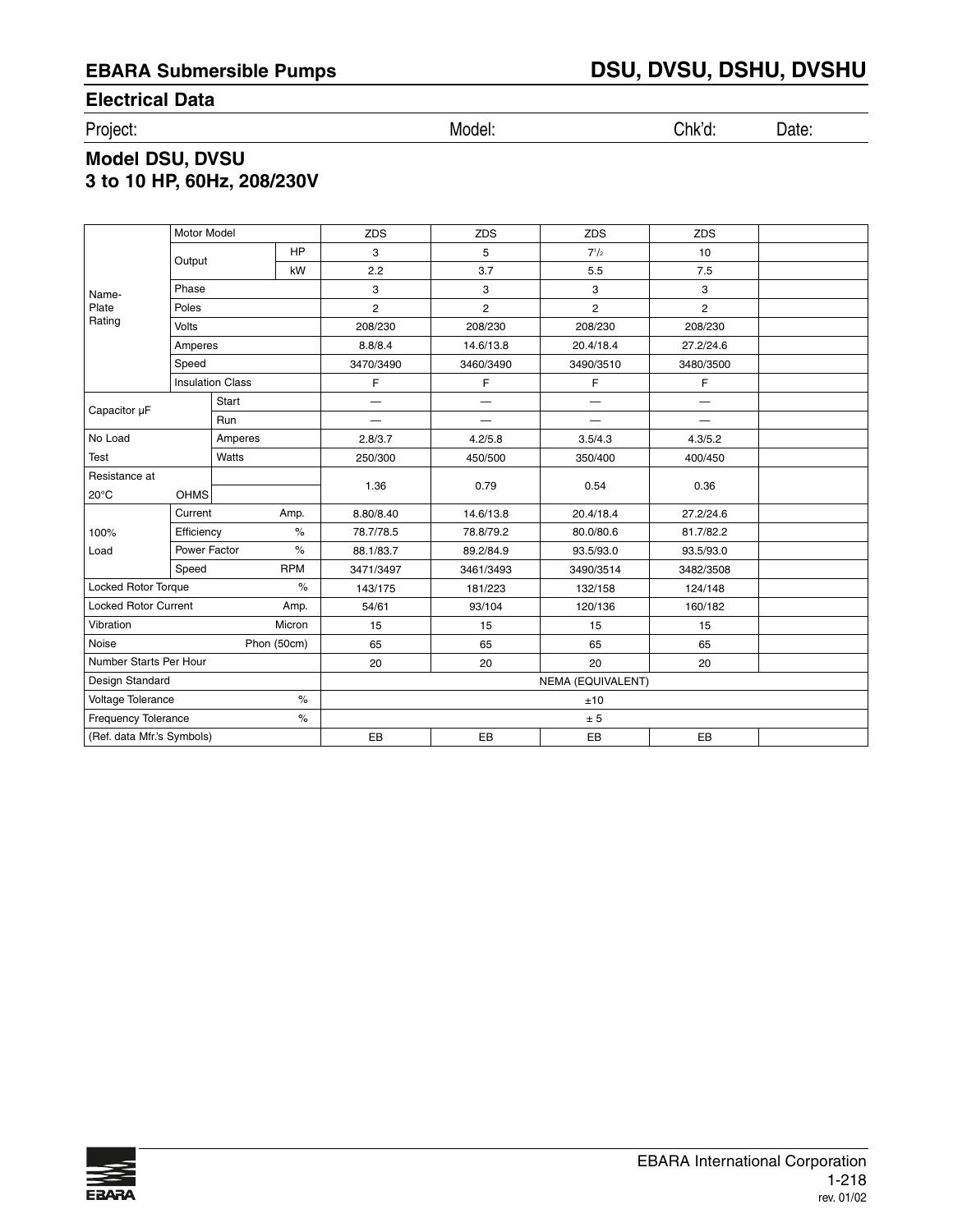## EBARA Submersible Pumps

# DSU, DVSU, DSHU, DVSHU

## Electrical Data

Project: Model: Chk'd: Date:

### Model DSU, DVSU
### 3 to 10 HP, 60Hz, 208/230V

| | | | | | | | |
|---|---|---|---|---|---|---|---|
| Name-Plate Rating | Motor Model | | ZDS | ZDS | ZDS | ZDS | |
| | Output | HP | 3 | 5 | 7½ | 10 | |
| | | kW | 2.2 | 3.7 | 5.5 | 7.5 | |
| | Phase | | 3 | 3 | 3 | 3 | |
| | Poles | | 2 | 2 | 2 | 2 | |
| | Volts | | 208/230 | 208/230 | 208/230 | 208/230 | |
| | Amperes | | 8.8/8.4 | 14.6/13.8 | 20.4/18.4 | 27.2/24.6 | |
| | Speed | | 3470/3490 | 3460/3490 | 3490/3510 | 3480/3500 | |
| | Insulation Class | | F | F | F | F | |
| Capacitor μF | Start | | — | — | — | — | |
| | Run | | — | — | — | — | |
| No Load Test | Amperes | | 2.8/3.7 | 4.2/5.8 | 3.5/4.3 | 4.3/5.2 | |
| | Watts | | 250/300 | 450/500 | 350/400 | 400/450 | |
| Resistance at 20°C OHMS | | | 1.36 | 0.79 | 0.54 | 0.36 | |
| 100% Load | Current | Amp. | 8.80/8.40 | 14.6/13.8 | 20.4/18.4 | 27.2/24.6 | |
| | Efficiency | % | 78.7/78.5 | 78.8/79.2 | 80.0/80.6 | 81.7/82.2 | |
| | Power Factor | % | 88.1/83.7 | 89.2/84.9 | 93.5/93.0 | 93.5/93.0 | |
| | Speed | RPM | 3471/3497 | 3461/3493 | 3490/3514 | 3482/3508 | |
| Locked Rotor Torque | | % | 143/175 | 181/223 | 132/158 | 124/148 | |
| Locked Rotor Current | | Amp. | 54/61 | 93/104 | 120/136 | 160/182 | |
| Vibration | | Micron | 15 | 15 | 15 | 15 | |
| Noise | | Phon (50cm) | 65 | 65 | 65 | 65 | |
| Number Starts Per Hour | | | 20 | 20 | 20 | 20 | |
| Design Standard | | | NEMA (EQUIVALENT) | | | | |
| Voltage Tolerance | | % | ±10 | | | | |
| Frequency Tolerance | | % | ± 5 | | | | |
| (Ref. data Mfr.'s Symbols) | | | EB | EB | EB | EB | |

EBARA International Corporation

1-218

rev. 01/02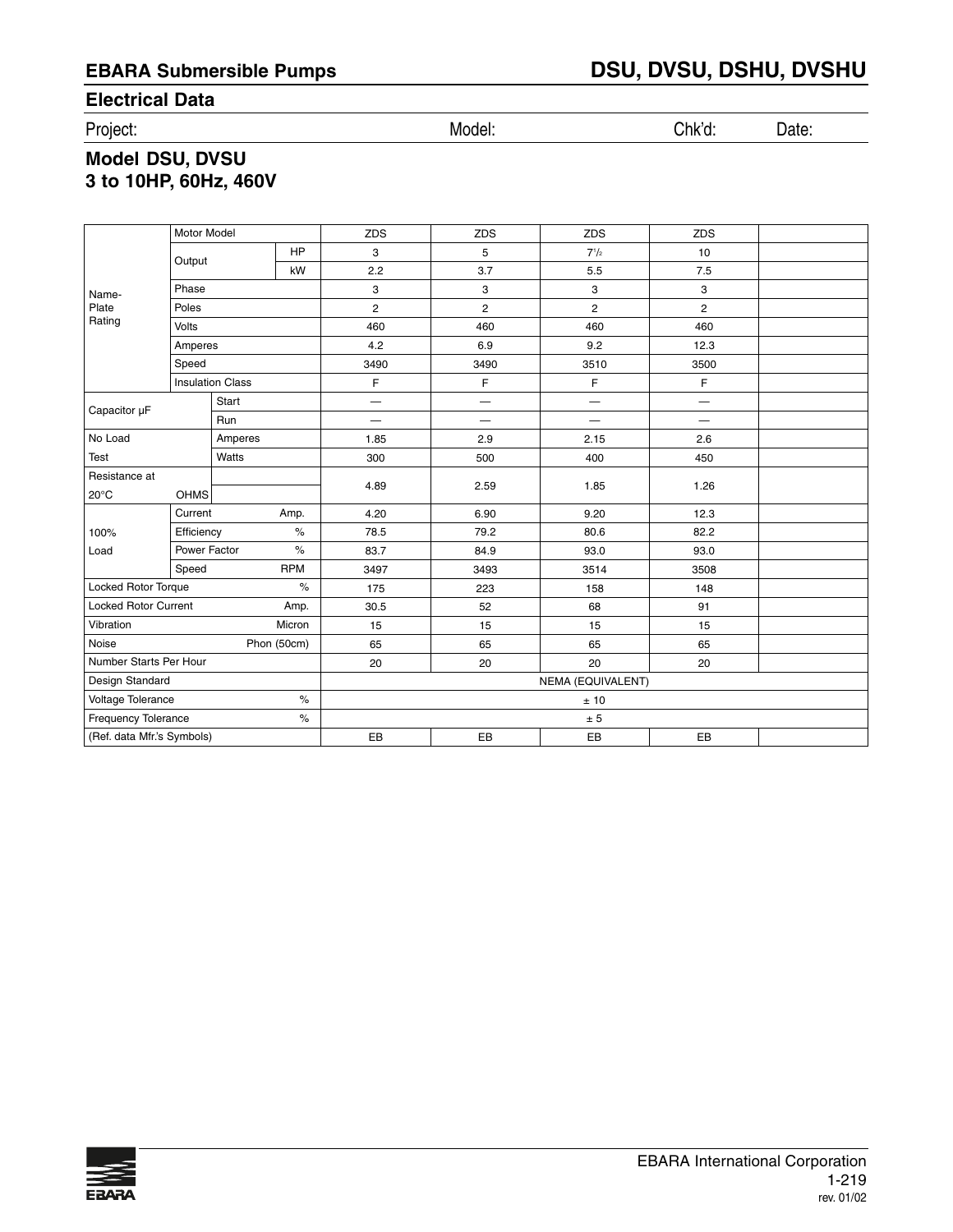## EBARA Submersible Pumps — DSU, DVSU, DSHU, DVSHU

## Electrical Data

Project: Model: Chk'd: Date:

### Model DSU, DVSU
### 3 to 10HP, 60Hz, 460V

| | | | | | | | |
|---|---|---|---|---|---|---|---|
| Name-Plate Rating | Motor Model | | ZDS | ZDS | ZDS | ZDS | |
| | Output | HP | 3 | 5 | 7½ | 10 | |
| | | kW | 2.2 | 3.7 | 5.5 | 7.5 | |
| | Phase | | 3 | 3 | 3 | 3 | |
| | Poles | | 2 | 2 | 2 | 2 | |
| | Volts | | 460 | 460 | 460 | 460 | |
| | Amperes | | 4.2 | 6.9 | 9.2 | 12.3 | |
| | Speed | | 3490 | 3490 | 3510 | 3500 | |
| | Insulation Class | | F | F | F | F | |
| Capacitor μF | Start | | — | — | — | — | |
| | Run | | — | — | — | — | |
| No Load Test | Amperes | | 1.85 | 2.9 | 2.15 | 2.6 | |
| | Watts | | 300 | 500 | 400 | 450 | |
| Resistance at 20°C OHMS | | | 4.89 | 2.59 | 1.85 | 1.26 | |
| 100% Load | Current | Amp. | 4.20 | 6.90 | 9.20 | 12.3 | |
| | Efficiency | % | 78.5 | 79.2 | 80.6 | 82.2 | |
| | Power Factor | % | 83.7 | 84.9 | 93.0 | 93.0 | |
| | Speed | RPM | 3497 | 3493 | 3514 | 3508 | |
| Locked Rotor Torque | | % | 175 | 223 | 158 | 148 | |
| Locked Rotor Current | | Amp. | 30.5 | 52 | 68 | 91 | |
| Vibration | | Micron | 15 | 15 | 15 | 15 | |
| Noise | | Phon (50cm) | 65 | 65 | 65 | 65 | |
| Number Starts Per Hour | | | 20 | 20 | 20 | 20 | |
| Design Standard | | | NEMA (EQUIVALENT) | | | | |
| Voltage Tolerance | | % | ± 10 | | | | |
| Frequency Tolerance | | % | ± 5 | | | | |
| (Ref. data Mfr.'s Symbols) | | | EB | EB | EB | EB | |

EBARA International Corporation
1-219
rev. 01/02